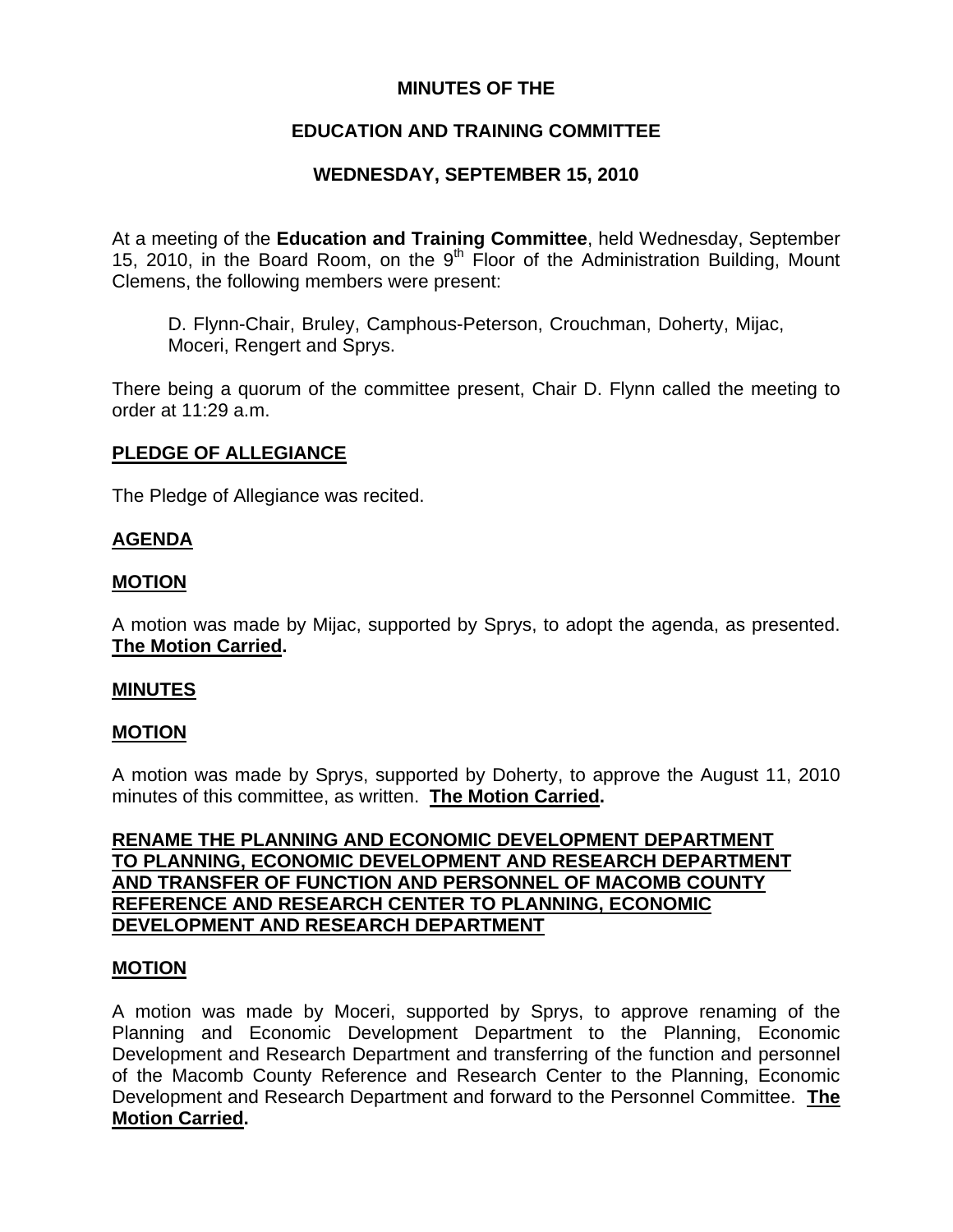# MINUTES OF THE

# EDUCATION AND TRAINING COMMITTEE

# WEDNESDAY, SEPTEMBER 15, 2010

At a meeting of the **Education and Training Committee**, held Wednesday, September 15, 2010, in the Board Room, on the 9th Floor of the Administration Building, Mount Clemens, the following members were present:

> D. Flynn-Chair, Bruley, Camphous-Peterson, Crouchman, Doherty, Mijac, Moceri, Rengert and Sprys.

There being a quorum of the committee present, Chair D. Flynn called the meeting to order at 11:29 a.m.

## PLEDGE OF ALLEGIANCE

The Pledge of Allegiance was recited.

## AGENDA

## MOTION

A motion was made by Mijac, supported by Sprys, to adopt the agenda, as presented. **The Motion Carried.**

## MINUTES

## MOTION

A motion was made by Sprys, supported by Doherty, to approve the August 11, 2010 minutes of this committee, as written. **The Motion Carried.**

## RENAME THE PLANNING AND ECONOMIC DEVELOPMENT DEPARTMENT TO PLANNING, ECONOMIC DEVELOPMENT AND RESEARCH DEPARTMENT AND TRANSFER OF FUNCTION AND PERSONNEL OF MACOMB COUNTY REFERENCE AND RESEARCH CENTER TO PLANNING, ECONOMIC DEVELOPMENT AND RESEARCH DEPARTMENT

## MOTION

A motion was made by Moceri, supported by Sprys, to approve renaming of the Planning and Economic Development Department to the Planning, Economic Development and Research Department and transferring of the function and personnel of the Macomb County Reference and Research Center to the Planning, Economic Development and Research Department and forward to the Personnel Committee. **The Motion Carried.**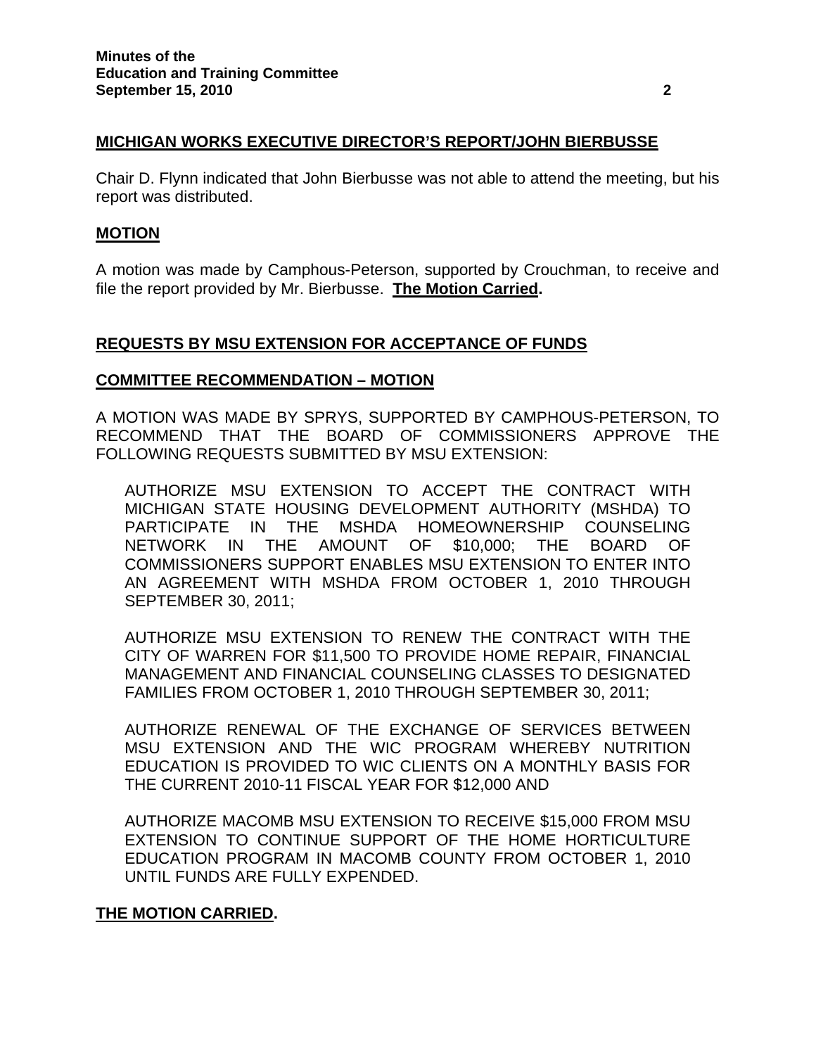**MICHIGAN WORKS EXECUTIVE DIRECTOR'S REPORT/JOHN BIERBUSSE**

Chair D. Flynn indicated that John Bierbusse was not able to attend the meeting, but his report was distributed.

**MOTION**

A motion was made by Camphous-Peterson, supported by Crouchman, to receive and file the report provided by Mr. Bierbusse. **The Motion Carried.**

**REQUESTS BY MSU EXTENSION FOR ACCEPTANCE OF FUNDS**

**COMMITTEE RECOMMENDATION – MOTION**

A MOTION WAS MADE BY SPRYS, SUPPORTED BY CAMPHOUS-PETERSON, TO RECOMMEND THAT THE BOARD OF COMMISSIONERS APPROVE THE FOLLOWING REQUESTS SUBMITTED BY MSU EXTENSION:

AUTHORIZE MSU EXTENSION TO ACCEPT THE CONTRACT WITH MICHIGAN STATE HOUSING DEVELOPMENT AUTHORITY (MSHDA) TO PARTICIPATE IN THE MSHDA HOMEOWNERSHIP COUNSELING NETWORK IN THE AMOUNT OF $10,000; THE BOARD OF COMMISSIONERS SUPPORT ENABLES MSU EXTENSION TO ENTER INTO AN AGREEMENT WITH MSHDA FROM OCTOBER 1, 2010 THROUGH SEPTEMBER 30, 2011;

AUTHORIZE MSU EXTENSION TO RENEW THE CONTRACT WITH THE CITY OF WARREN FOR $11,500 TO PROVIDE HOME REPAIR, FINANCIAL MANAGEMENT AND FINANCIAL COUNSELING CLASSES TO DESIGNATED FAMILIES FROM OCTOBER 1, 2010 THROUGH SEPTEMBER 30, 2011;

AUTHORIZE RENEWAL OF THE EXCHANGE OF SERVICES BETWEEN MSU EXTENSION AND THE WIC PROGRAM WHEREBY NUTRITION EDUCATION IS PROVIDED TO WIC CLIENTS ON A MONTHLY BASIS FOR THE CURRENT 2010-11 FISCAL YEAR FOR $12,000 AND

AUTHORIZE MACOMB MSU EXTENSION TO RECEIVE $15,000 FROM MSU EXTENSION TO CONTINUE SUPPORT OF THE HOME HORTICULTURE EDUCATION PROGRAM IN MACOMB COUNTY FROM OCTOBER 1, 2010 UNTIL FUNDS ARE FULLY EXPENDED.

**THE MOTION CARRIED.**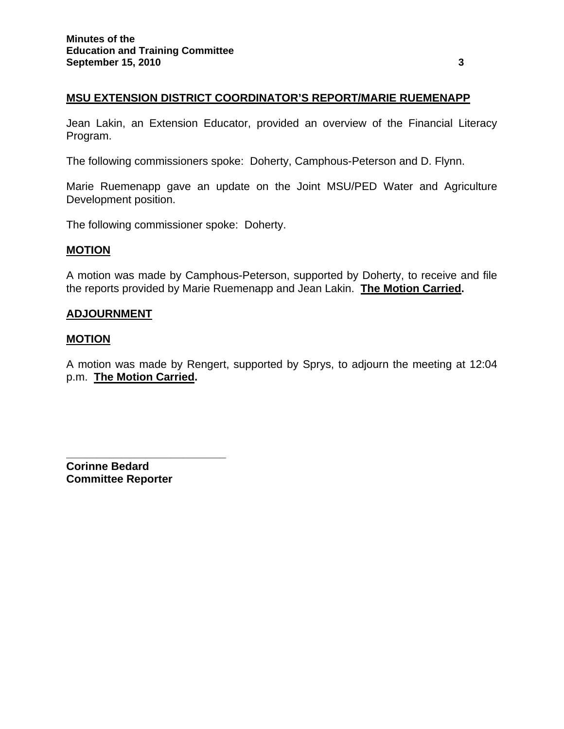## MSU EXTENSION DISTRICT COORDINATOR'S REPORT/MARIE RUEMENAPP

Jean Lakin, an Extension Educator, provided an overview of the Financial Literacy Program.

The following commissioners spoke: Doherty, Camphous-Peterson and D. Flynn.

Marie Ruemenapp gave an update on the Joint MSU/PED Water and Agriculture Development position.

The following commissioner spoke: Doherty.

## MOTION

A motion was made by Camphous-Peterson, supported by Doherty, to receive and file the reports provided by Marie Ruemenapp and Jean Lakin. **The Motion Carried.**

## ADJOURNMENT

## MOTION

A motion was made by Rengert, supported by Sprys, to adjourn the meeting at 12:04 p.m. **The Motion Carried.**

\_\_\_\_\_\_\_\_\_\_\_\_\_\_\_\_\_\_\_\_\_\_\_\_\_\_\_\_

**Corinne Bedard**
**Committee Reporter**